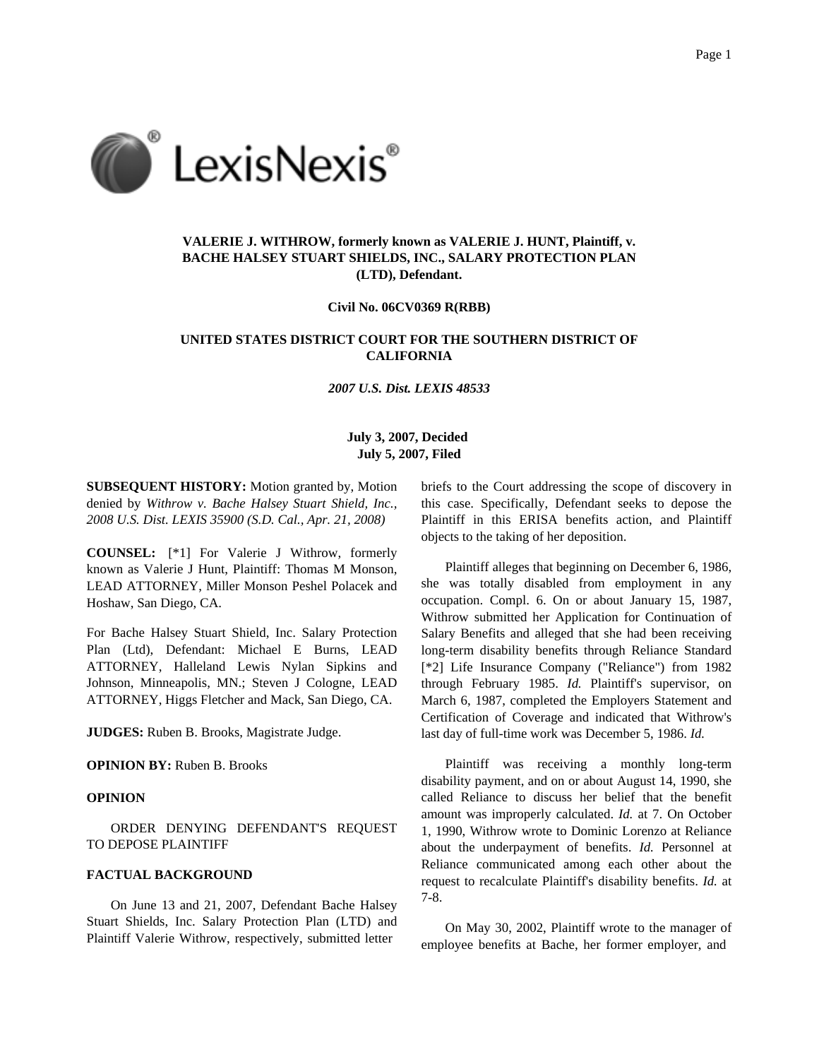**VALERIE J. WITHROW, formerly known as VALERIE J. HUNT, Plaintiff, v. BACHE HALSEY STUART SHIELDS, INC., SALARY PROTECTION PLAN (LTD), Defendant.**

**Civil No. 06CV0369 R(RBB)**

**UNITED STATES DISTRICT COURT FOR THE SOUTHERN DISTRICT OF CALIFORNIA**

***2007 U.S. Dist. LEXIS 48533***

**July 3, 2007, Decided**
**July 5, 2007, Filed**

**SUBSEQUENT HISTORY:** Motion granted by, Motion denied by *Withrow v. Bache Halsey Stuart Shield, Inc., 2008 U.S. Dist. LEXIS 35900 (S.D. Cal., Apr. 21, 2008)*

**COUNSEL:** [*1] For Valerie J Withrow, formerly known as Valerie J Hunt, Plaintiff: Thomas M Monson, LEAD ATTORNEY, Miller Monson Peshel Polacek and Hoshaw, San Diego, CA.

For Bache Halsey Stuart Shield, Inc. Salary Protection Plan (Ltd), Defendant: Michael E Burns, LEAD ATTORNEY, Halleland Lewis Nylan Sipkins and Johnson, Minneapolis, MN.; Steven J Cologne, LEAD ATTORNEY, Higgs Fletcher and Mack, San Diego, CA.

**JUDGES:** Ruben B. Brooks, Magistrate Judge.

**OPINION BY:** Ruben B. Brooks

**OPINION**

ORDER DENYING DEFENDANT'S REQUEST TO DEPOSE PLAINTIFF

**FACTUAL BACKGROUND**

On June 13 and 21, 2007, Defendant Bache Halsey Stuart Shields, Inc. Salary Protection Plan (LTD) and Plaintiff Valerie Withrow, respectively, submitted letter briefs to the Court addressing the scope of discovery in this case. Specifically, Defendant seeks to depose the Plaintiff in this ERISA benefits action, and Plaintiff objects to the taking of her deposition.

Plaintiff alleges that beginning on December 6, 1986, she was totally disabled from employment in any occupation. Compl. 6. On or about January 15, 1987, Withrow submitted her Application for Continuation of Salary Benefits and alleged that she had been receiving long-term disability benefits through Reliance Standard [*2] Life Insurance Company ("Reliance") from 1982 through February 1985. *Id.* Plaintiff's supervisor, on March 6, 1987, completed the Employers Statement and Certification of Coverage and indicated that Withrow's last day of full-time work was December 5, 1986. *Id.*

Plaintiff was receiving a monthly long-term disability payment, and on or about August 14, 1990, she called Reliance to discuss her belief that the benefit amount was improperly calculated. *Id.* at 7. On October 1, 1990, Withrow wrote to Dominic Lorenzo at Reliance about the underpayment of benefits. *Id.* Personnel at Reliance communicated among each other about the request to recalculate Plaintiff's disability benefits. *Id.* at 7-8.

On May 30, 2002, Plaintiff wrote to the manager of employee benefits at Bache, her former employer, and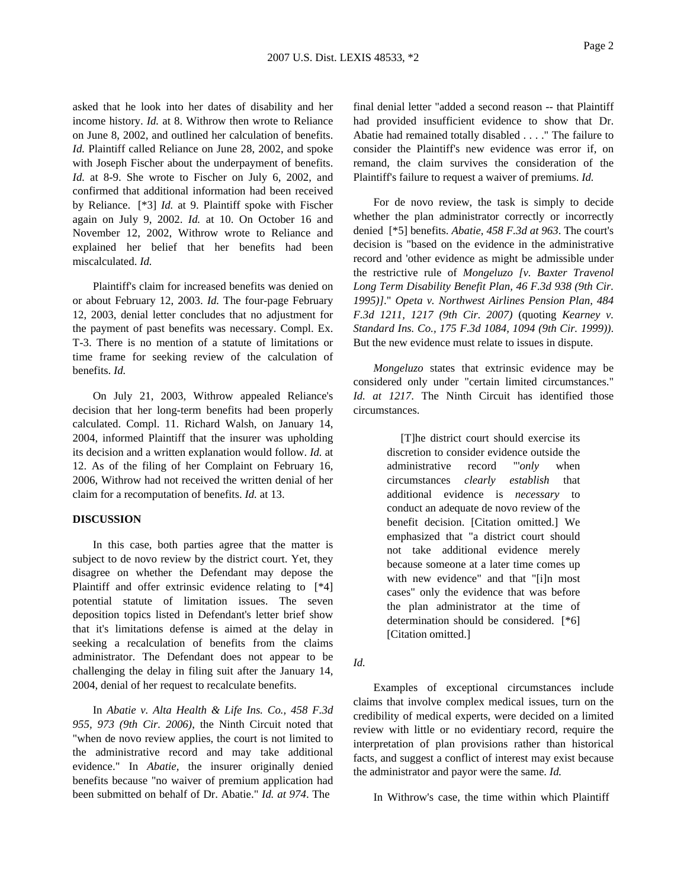asked that he look into her dates of disability and her income history. *Id.* at 8. Withrow then wrote to Reliance on June 8, 2002, and outlined her calculation of benefits. *Id.* Plaintiff called Reliance on June 28, 2002, and spoke with Joseph Fischer about the underpayment of benefits. *Id.* at 8-9. She wrote to Fischer on July 6, 2002, and confirmed that additional information had been received by Reliance. [*3] *Id.* at 9. Plaintiff spoke with Fischer again on July 9, 2002. *Id.* at 10. On October 16 and November 12, 2002, Withrow wrote to Reliance and explained her belief that her benefits had been miscalculated. *Id.*

Plaintiff's claim for increased benefits was denied on or about February 12, 2003. *Id.* The four-page February 12, 2003, denial letter concludes that no adjustment for the payment of past benefits was necessary. Compl. Ex. T-3. There is no mention of a statute of limitations or time frame for seeking review of the calculation of benefits. *Id.*

On July 21, 2003, Withrow appealed Reliance's decision that her long-term benefits had been properly calculated. Compl. 11. Richard Walsh, on January 14, 2004, informed Plaintiff that the insurer was upholding its decision and a written explanation would follow. *Id.* at 12. As of the filing of her Complaint on February 16, 2006, Withrow had not received the written denial of her claim for a recomputation of benefits. *Id.* at 13.

**DISCUSSION**

In this case, both parties agree that the matter is subject to de novo review by the district court. Yet, they disagree on whether the Defendant may depose the Plaintiff and offer extrinsic evidence relating to [*4] potential statute of limitation issues. The seven deposition topics listed in Defendant's letter brief show that it's limitations defense is aimed at the delay in seeking a recalculation of benefits from the claims administrator. The Defendant does not appear to be challenging the delay in filing suit after the January 14, 2004, denial of her request to recalculate benefits.

In *Abatie v. Alta Health & Life Ins. Co., 458 F.3d 955, 973 (9th Cir. 2006)*, the Ninth Circuit noted that "when de novo review applies, the court is not limited to the administrative record and may take additional evidence." In *Abatie*, the insurer originally denied benefits because "no waiver of premium application had been submitted on behalf of Dr. Abatie." *Id. at 974*. The final denial letter "added a second reason -- that Plaintiff had provided insufficient evidence to show that Dr. Abatie had remained totally disabled . . . ." The failure to consider the Plaintiff's new evidence was error if, on remand, the claim survives the consideration of the Plaintiff's failure to request a waiver of premiums. *Id.*

For de novo review, the task is simply to decide whether the plan administrator correctly or incorrectly denied [*5] benefits. *Abatie, 458 F.3d at 963*. The court's decision is "based on the evidence in the administrative record and 'other evidence as might be admissible under the restrictive rule of *Mongeluzo [v. Baxter Travenol Long Term Disability Benefit Plan, 46 F.3d 938 (9th Cir. 1995)]*.'" *Opeta v. Northwest Airlines Pension Plan, 484 F.3d 1211, 1217 (9th Cir. 2007)* (quoting *Kearney v. Standard Ins. Co., 175 F.3d 1084, 1094 (9th Cir. 1999))*. But the new evidence must relate to issues in dispute.

*Mongeluzo* states that extrinsic evidence may be considered only under "certain limited circumstances." *Id. at 1217*. The Ninth Circuit has identified those circumstances.

> [T]he district court should exercise its discretion to consider evidence outside the administrative record "'*only* when circumstances *clearly establish* that additional evidence is *necessary* to conduct an adequate de novo review of the benefit decision. [Citation omitted.] We emphasized that "a district court should not take additional evidence merely because someone at a later time comes up with new evidence" and that "[i]n most cases" only the evidence that was before the plan administrator at the time of determination should be considered. [*6] [Citation omitted.]

*Id.*

Examples of exceptional circumstances include claims that involve complex medical issues, turn on the credibility of medical experts, were decided on a limited review with little or no evidentiary record, require the interpretation of plan provisions rather than historical facts, and suggest a conflict of interest may exist because the administrator and payor were the same. *Id.*

In Withrow's case, the time within which Plaintiff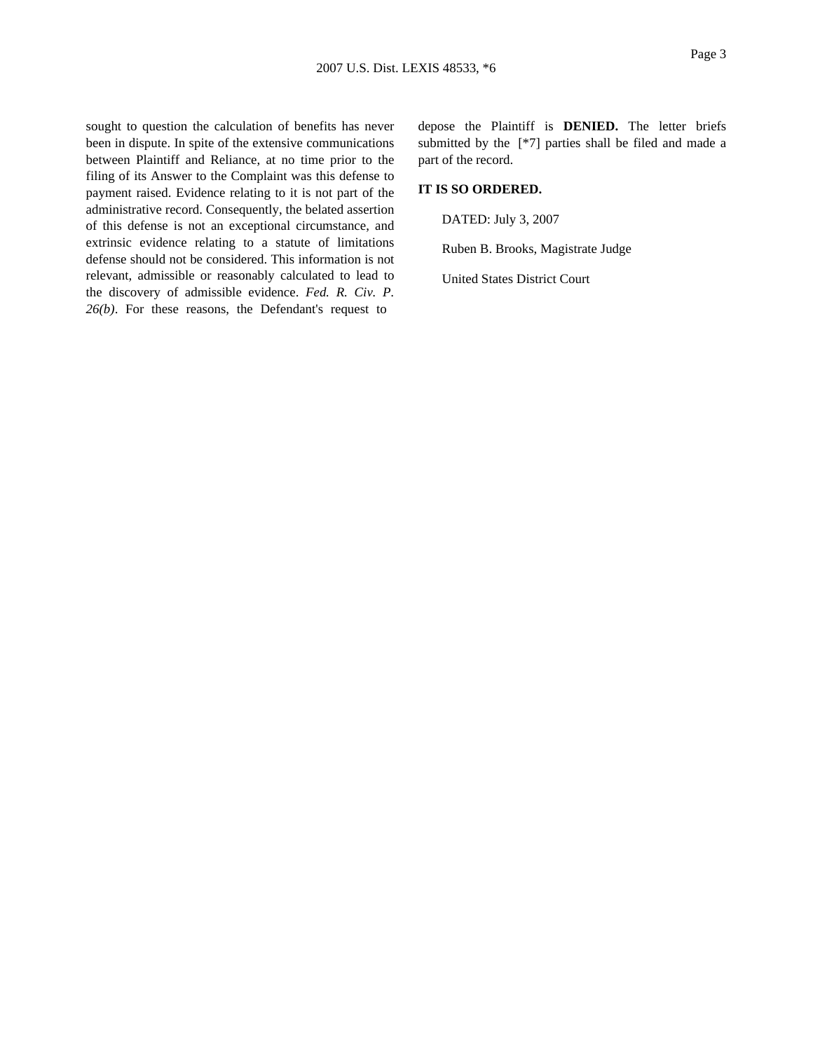sought to question the calculation of benefits has never been in dispute. In spite of the extensive communications between Plaintiff and Reliance, at no time prior to the filing of its Answer to the Complaint was this defense to payment raised. Evidence relating to it is not part of the administrative record. Consequently, the belated assertion of this defense is not an exceptional circumstance, and extrinsic evidence relating to a statute of limitations defense should not be considered. This information is not relevant, admissible or reasonably calculated to lead to the discovery of admissible evidence. *Fed. R. Civ. P. 26(b)*. For these reasons, the Defendant's request to depose the Plaintiff is **DENIED.** The letter briefs submitted by the [*7] parties shall be filed and made a part of the record.

**IT IS SO ORDERED.**

DATED: July 3, 2007

Ruben B. Brooks, Magistrate Judge

United States District Court